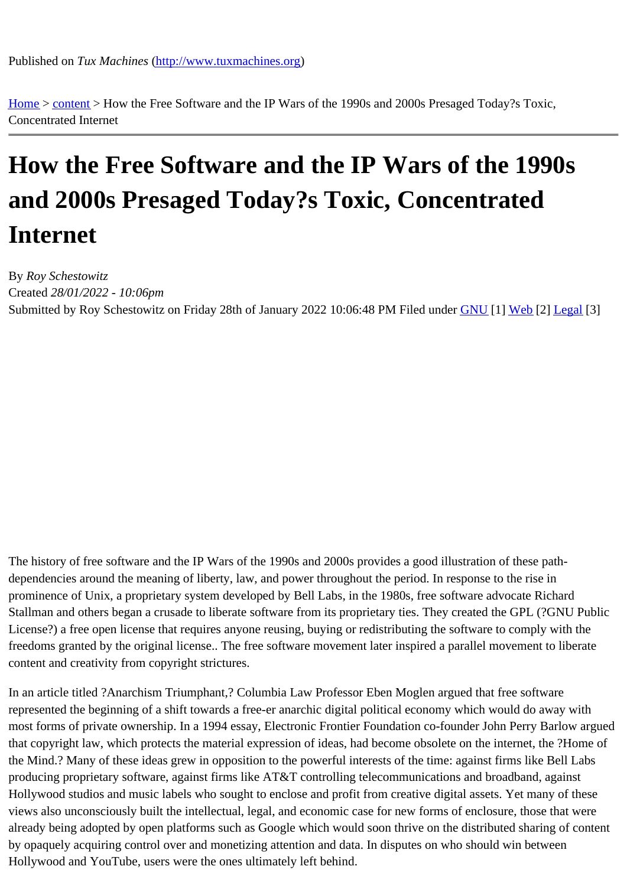Published on *Tux Machines* (http://www.tuxmachines.org)

Home > content > How the Free Software and the IP Wars of the 1990s and 2000s Presaged Today?s Toxic, Concentrated Internet

# How the Free Software and the IP Wars of the 1990s and 2000s Presaged Today?s Toxic, Concentrated Internet

By *Roy Schestowitz*
Created *28/01/2022 - 10:06pm*
Submitted by Roy Schestowitz on Friday 28th of January 2022 10:06:48 PM Filed under GNU [1] Web [2] Legal [3]

The history of free software and the IP Wars of the 1990s and 2000s provides a good illustration of these path-dependencies around the meaning of liberty, law, and power throughout the period. In response to the rise in prominence of Unix, a proprietary system developed by Bell Labs, in the 1980s, free software advocate Richard Stallman and others began a crusade to liberate software from its proprietary ties. They created the GPL (?GNU Public License?) a free open license that requires anyone reusing, buying or redistributing the software to comply with the freedoms granted by the original license.. The free software movement later inspired a parallel movement to liberate content and creativity from copyright strictures.

In an article titled ?Anarchism Triumphant,? Columbia Law Professor Eben Moglen argued that free software represented the beginning of a shift towards a free-er anarchic digital political economy which would do away with most forms of private ownership. In a 1994 essay, Electronic Frontier Foundation co-founder John Perry Barlow argued that copyright law, which protects the material expression of ideas, had become obsolete on the internet, the ?Home of the Mind.? Many of these ideas grew in opposition to the powerful interests of the time: against firms like Bell Labs producing proprietary software, against firms like AT&T controlling telecommunications and broadband, against Hollywood studios and music labels who sought to enclose and profit from creative digital assets. Yet many of these views also unconsciously built the intellectual, legal, and economic case for new forms of enclosure, those that were already being adopted by open platforms such as Google which would soon thrive on the distributed sharing of content by opaquely acquiring control over and monetizing attention and data. In disputes on who should win between Hollywood and YouTube, users were the ones ultimately left behind.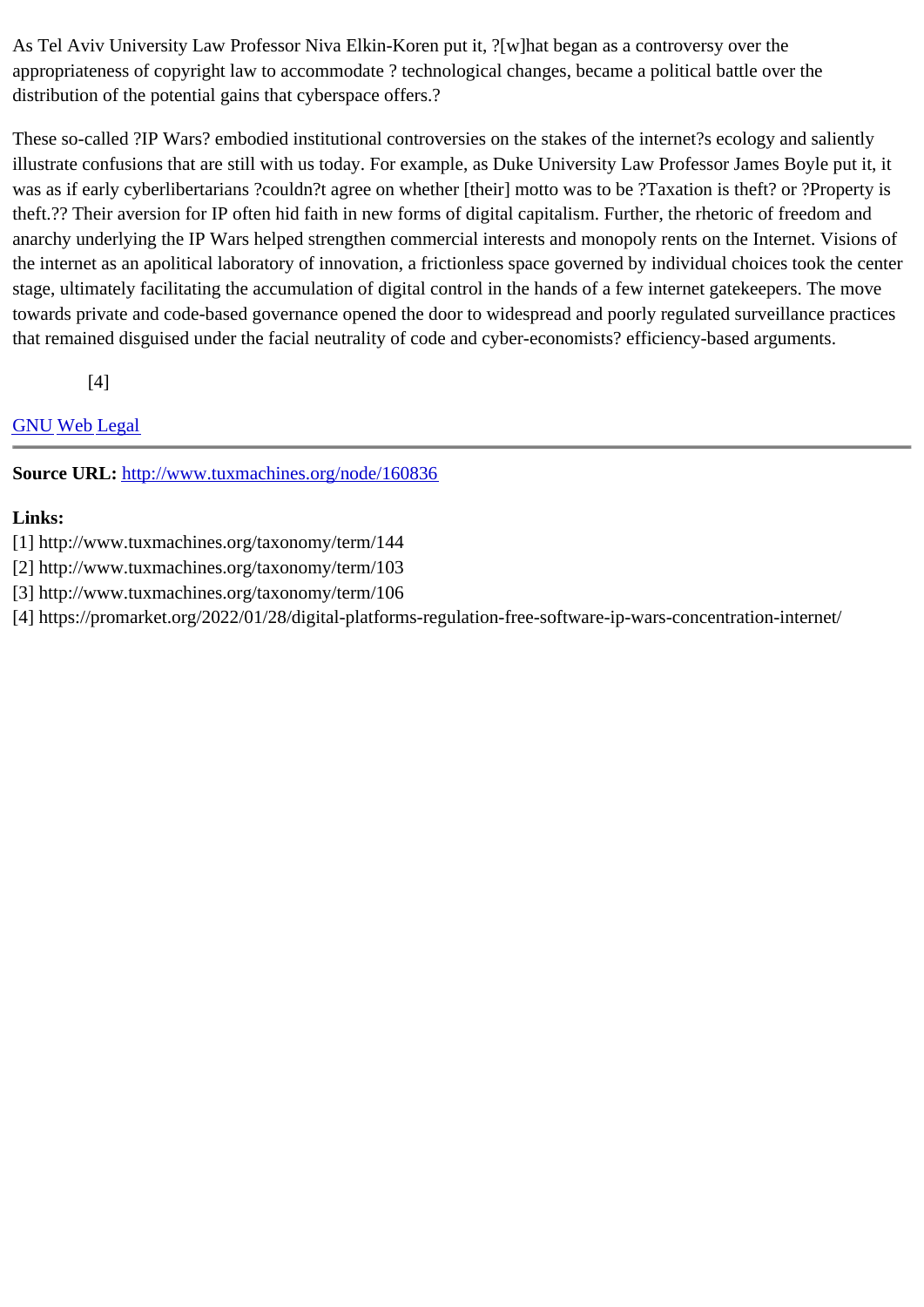As Tel Aviv University Law Professor Niva Elkin-Koren put it, ?[w]hat began as a controversy over the appropriateness of copyright law to accommodate ? technological changes, became a political battle over the distribution of the potential gains that cyberspace offers.?

These so-called ?IP Wars? embodied institutional controversies on the stakes of the internet?s ecology and saliently illustrate confusions that are still with us today. For example, as Duke University Law Professor James Boyle put it, it was as if early cyberlibertarians ?couldn?t agree on whether [their] motto was to be ?Taxation is theft? or ?Property is theft.?? Their aversion for IP often hid faith in new forms of digital capitalism. Further, the rhetoric of freedom and anarchy underlying the IP Wars helped strengthen commercial interests and monopoly rents on the Internet. Visions of the internet as an apolitical laboratory of innovation, a frictionless space governed by individual choices took the center stage, ultimately facilitating the accumulation of digital control in the hands of a few internet gatekeepers. The move towards private and code-based governance opened the door to widespread and poorly regulated surveillance practices that remained disguised under the facial neutrality of code and cyber-economists? efficiency-based arguments.

[4]

GNU Web Legal

---

**Source URL:** http://www.tuxmachines.org/node/160836

**Links:**
[1] http://www.tuxmachines.org/taxonomy/term/144
[2] http://www.tuxmachines.org/taxonomy/term/103
[3] http://www.tuxmachines.org/taxonomy/term/106
[4] https://promarket.org/2022/01/28/digital-platforms-regulation-free-software-ip-wars-concentration-internet/